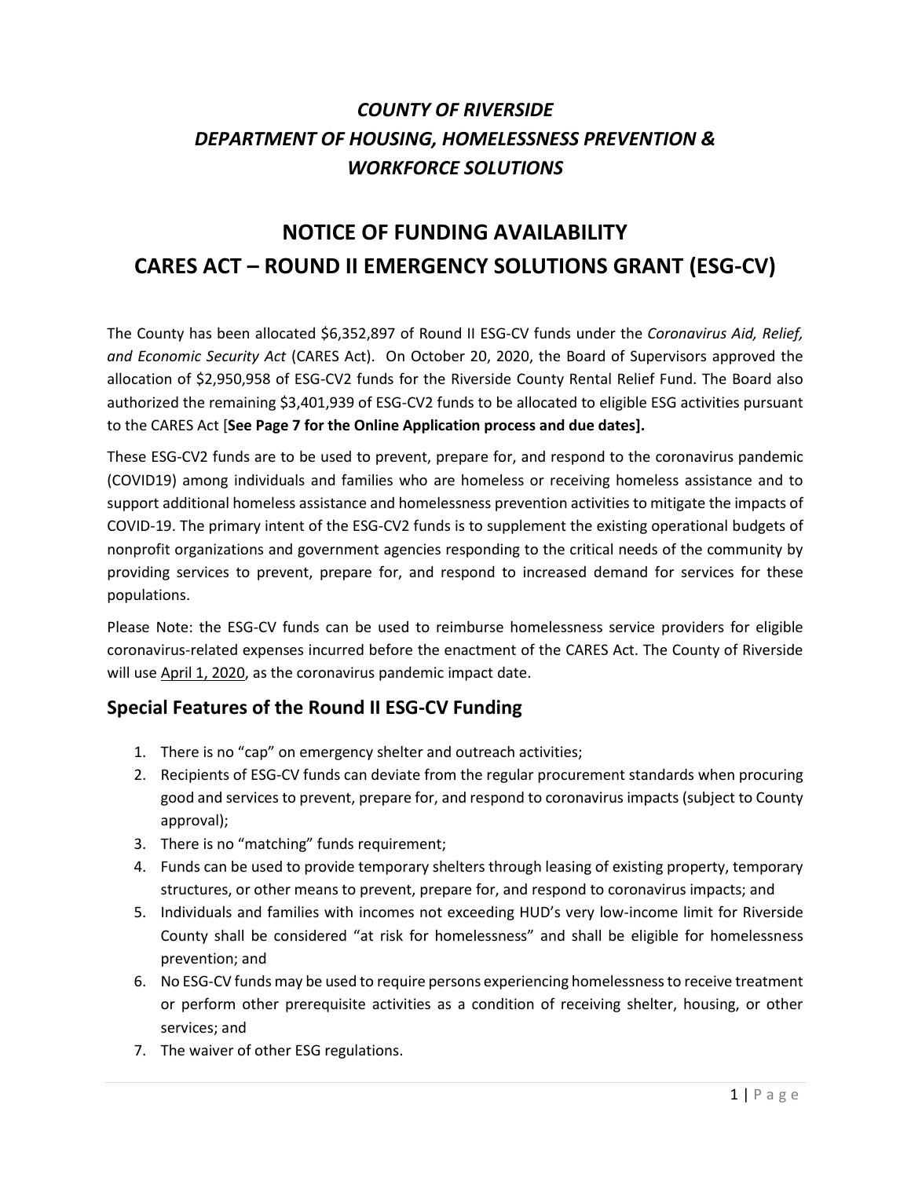# *COUNTY OF RIVERSIDE*
# *DEPARTMENT OF HOUSING, HOMELESSNESS PREVENTION & WORKFORCE SOLUTIONS*

# NOTICE OF FUNDING AVAILABILITY
# CARES ACT – ROUND II EMERGENCY SOLUTIONS GRANT (ESG-CV)

The County has been allocated $6,352,897 of Round II ESG-CV funds under the *Coronavirus Aid, Relief, and Economic Security Act* (CARES Act). On October 20, 2020, the Board of Supervisors approved the allocation of $2,950,958 of ESG-CV2 funds for the Riverside County Rental Relief Fund. The Board also authorized the remaining $3,401,939 of ESG-CV2 funds to be allocated to eligible ESG activities pursuant to the CARES Act [**See Page 7 for the Online Application process and due dates].**

These ESG-CV2 funds are to be used to prevent, prepare for, and respond to the coronavirus pandemic (COVID19) among individuals and families who are homeless or receiving homeless assistance and to support additional homeless assistance and homelessness prevention activities to mitigate the impacts of COVID-19. The primary intent of the ESG-CV2 funds is to supplement the existing operational budgets of nonprofit organizations and government agencies responding to the critical needs of the community by providing services to prevent, prepare for, and respond to increased demand for services for these populations.

Please Note: the ESG-CV funds can be used to reimburse homelessness service providers for eligible coronavirus-related expenses incurred before the enactment of the CARES Act. The County of Riverside will use <u>April 1, 2020</u>, as the coronavirus pandemic impact date.

## Special Features of the Round II ESG-CV Funding

1. There is no "cap" on emergency shelter and outreach activities;
2. Recipients of ESG-CV funds can deviate from the regular procurement standards when procuring good and services to prevent, prepare for, and respond to coronavirus impacts (subject to County approval);
3. There is no "matching" funds requirement;
4. Funds can be used to provide temporary shelters through leasing of existing property, temporary structures, or other means to prevent, prepare for, and respond to coronavirus impacts; and
5. Individuals and families with incomes not exceeding HUD's very low-income limit for Riverside County shall be considered "at risk for homelessness" and shall be eligible for homelessness prevention; and
6. No ESG-CV funds may be used to require persons experiencing homelessness to receive treatment or perform other prerequisite activities as a condition of receiving shelter, housing, or other services; and
7. The waiver of other ESG regulations.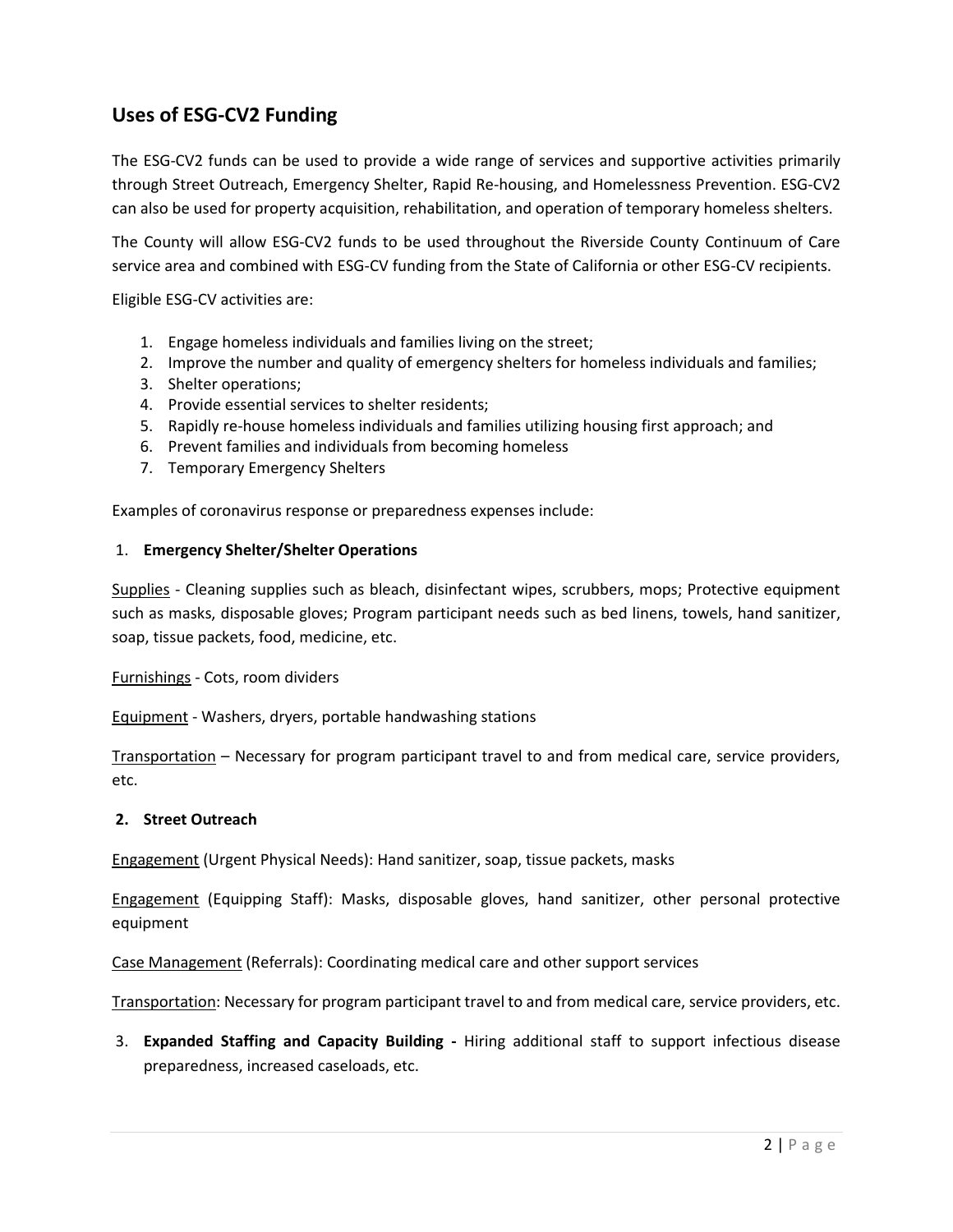## Uses of ESG-CV2 Funding

The ESG-CV2 funds can be used to provide a wide range of services and supportive activities primarily through Street Outreach, Emergency Shelter, Rapid Re-housing, and Homelessness Prevention. ESG-CV2 can also be used for property acquisition, rehabilitation, and operation of temporary homeless shelters.

The County will allow ESG-CV2 funds to be used throughout the Riverside County Continuum of Care service area and combined with ESG-CV funding from the State of California or other ESG-CV recipients.

Eligible ESG-CV activities are:

1. Engage homeless individuals and families living on the street;
2. Improve the number and quality of emergency shelters for homeless individuals and families;
3. Shelter operations;
4. Provide essential services to shelter residents;
5. Rapidly re-house homeless individuals and families utilizing housing first approach; and
6. Prevent families and individuals from becoming homeless
7. Temporary Emergency Shelters

Examples of coronavirus response or preparedness expenses include:

1. **Emergency Shelter/Shelter Operations**

<u>Supplies</u> - Cleaning supplies such as bleach, disinfectant wipes, scrubbers, mops; Protective equipment such as masks, disposable gloves; Program participant needs such as bed linens, towels, hand sanitizer, soap, tissue packets, food, medicine, etc.

<u>Furnishings</u> - Cots, room dividers

<u>Equipment</u> - Washers, dryers, portable handwashing stations

<u>Transportation</u> – Necessary for program participant travel to and from medical care, service providers, etc.

2. **Street Outreach**

<u>Engagement</u> (Urgent Physical Needs): Hand sanitizer, soap, tissue packets, masks

<u>Engagement</u> (Equipping Staff): Masks, disposable gloves, hand sanitizer, other personal protective equipment

<u>Case Management</u> (Referrals): Coordinating medical care and other support services

<u>Transportation</u>: Necessary for program participant travel to and from medical care, service providers, etc.

3. **Expanded Staffing and Capacity Building -** Hiring additional staff to support infectious disease preparedness, increased caseloads, etc.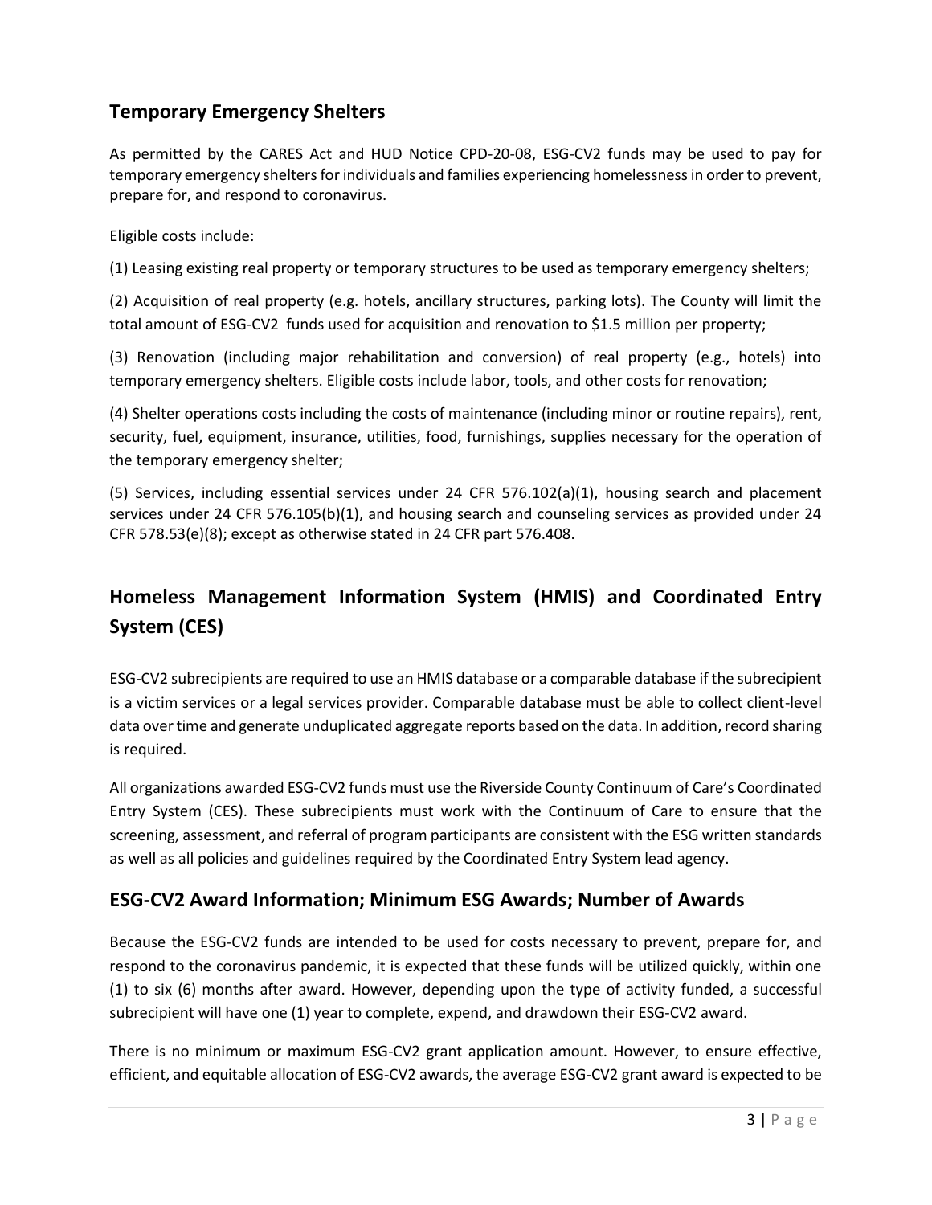## Temporary Emergency Shelters

As permitted by the CARES Act and HUD Notice CPD-20-08, ESG-CV2 funds may be used to pay for temporary emergency shelters for individuals and families experiencing homelessness in order to prevent, prepare for, and respond to coronavirus.

Eligible costs include:

(1) Leasing existing real property or temporary structures to be used as temporary emergency shelters;

(2) Acquisition of real property (e.g. hotels, ancillary structures, parking lots). The County will limit the total amount of ESG-CV2 funds used for acquisition and renovation to $1.5 million per property;

(3) Renovation (including major rehabilitation and conversion) of real property (e.g., hotels) into temporary emergency shelters. Eligible costs include labor, tools, and other costs for renovation;

(4) Shelter operations costs including the costs of maintenance (including minor or routine repairs), rent, security, fuel, equipment, insurance, utilities, food, furnishings, supplies necessary for the operation of the temporary emergency shelter;

(5) Services, including essential services under 24 CFR 576.102(a)(1), housing search and placement services under 24 CFR 576.105(b)(1), and housing search and counseling services as provided under 24 CFR 578.53(e)(8); except as otherwise stated in 24 CFR part 576.408.

## Homeless Management Information System (HMIS) and Coordinated Entry System (CES)

ESG-CV2 subrecipients are required to use an HMIS database or a comparable database if the subrecipient is a victim services or a legal services provider. Comparable database must be able to collect client-level data over time and generate unduplicated aggregate reports based on the data. In addition, record sharing is required.

All organizations awarded ESG-CV2 funds must use the Riverside County Continuum of Care's Coordinated Entry System (CES). These subrecipients must work with the Continuum of Care to ensure that the screening, assessment, and referral of program participants are consistent with the ESG written standards as well as all policies and guidelines required by the Coordinated Entry System lead agency.

## ESG-CV2 Award Information; Minimum ESG Awards; Number of Awards

Because the ESG-CV2 funds are intended to be used for costs necessary to prevent, prepare for, and respond to the coronavirus pandemic, it is expected that these funds will be utilized quickly, within one (1) to six (6) months after award. However, depending upon the type of activity funded, a successful subrecipient will have one (1) year to complete, expend, and drawdown their ESG-CV2 award.

There is no minimum or maximum ESG-CV2 grant application amount. However, to ensure effective, efficient, and equitable allocation of ESG-CV2 awards, the average ESG-CV2 grant award is expected to be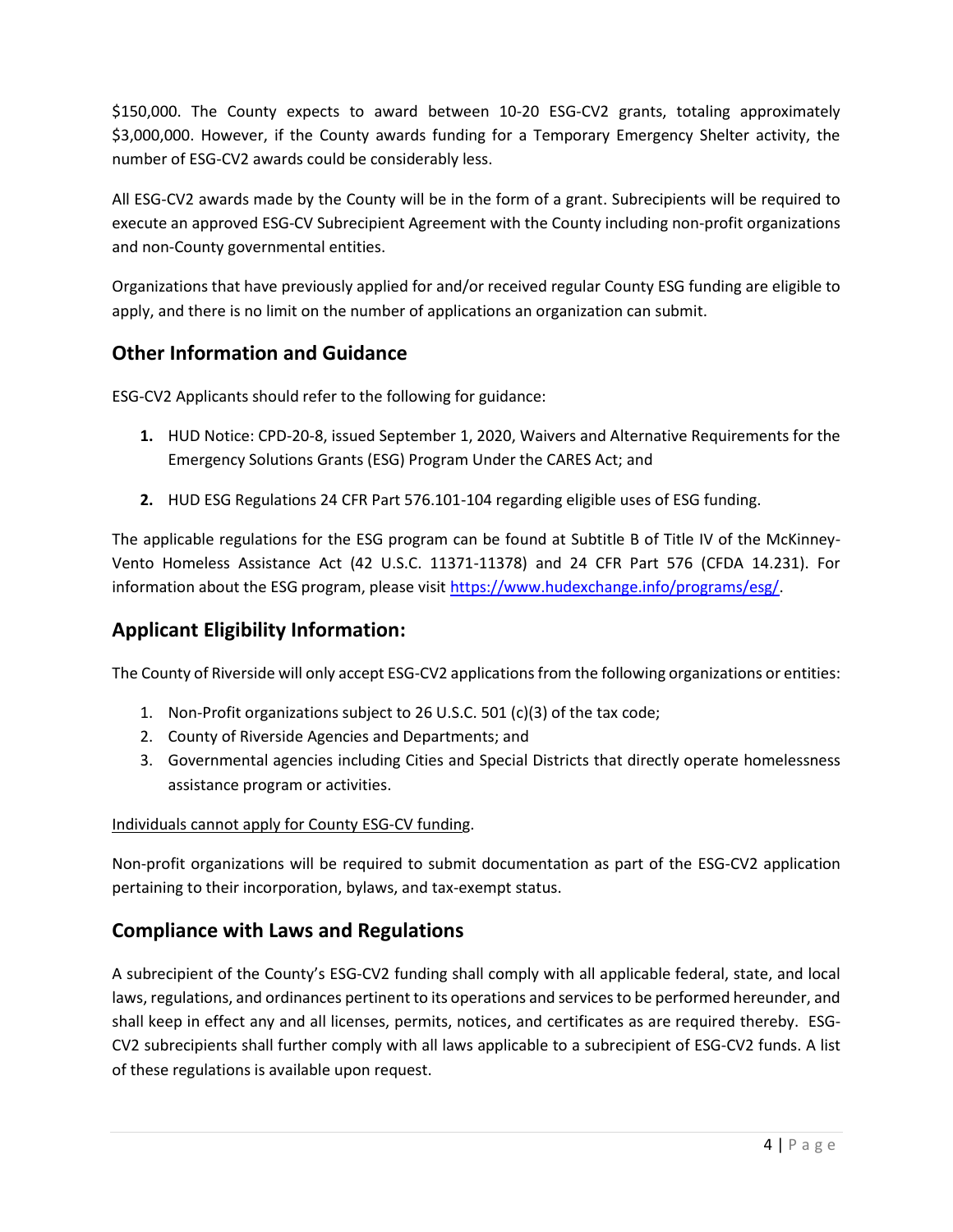$150,000. The County expects to award between 10-20 ESG-CV2 grants, totaling approximately $3,000,000. However, if the County awards funding for a Temporary Emergency Shelter activity, the number of ESG-CV2 awards could be considerably less.

All ESG-CV2 awards made by the County will be in the form of a grant. Subrecipients will be required to execute an approved ESG-CV Subrecipient Agreement with the County including non-profit organizations and non-County governmental entities.

Organizations that have previously applied for and/or received regular County ESG funding are eligible to apply, and there is no limit on the number of applications an organization can submit.

## Other Information and Guidance

ESG-CV2 Applicants should refer to the following for guidance:

1. HUD Notice: CPD-20-8, issued September 1, 2020, Waivers and Alternative Requirements for the Emergency Solutions Grants (ESG) Program Under the CARES Act; and
2. HUD ESG Regulations 24 CFR Part 576.101-104 regarding eligible uses of ESG funding.

The applicable regulations for the ESG program can be found at Subtitle B of Title IV of the McKinney-Vento Homeless Assistance Act (42 U.S.C. 11371-11378) and 24 CFR Part 576 (CFDA 14.231). For information about the ESG program, please visit https://www.hudexchange.info/programs/esg/.

## Applicant Eligibility Information:

The County of Riverside will only accept ESG-CV2 applications from the following organizations or entities:

1. Non-Profit organizations subject to 26 U.S.C. 501 (c)(3) of the tax code;
2. County of Riverside Agencies and Departments; and
3. Governmental agencies including Cities and Special Districts that directly operate homelessness assistance program or activities.

Individuals cannot apply for County ESG-CV funding.

Non-profit organizations will be required to submit documentation as part of the ESG-CV2 application pertaining to their incorporation, bylaws, and tax-exempt status.

## Compliance with Laws and Regulations

A subrecipient of the County's ESG-CV2 funding shall comply with all applicable federal, state, and local laws, regulations, and ordinances pertinent to its operations and services to be performed hereunder, and shall keep in effect any and all licenses, permits, notices, and certificates as are required thereby. ESG-CV2 subrecipients shall further comply with all laws applicable to a subrecipient of ESG-CV2 funds. A list of these regulations is available upon request.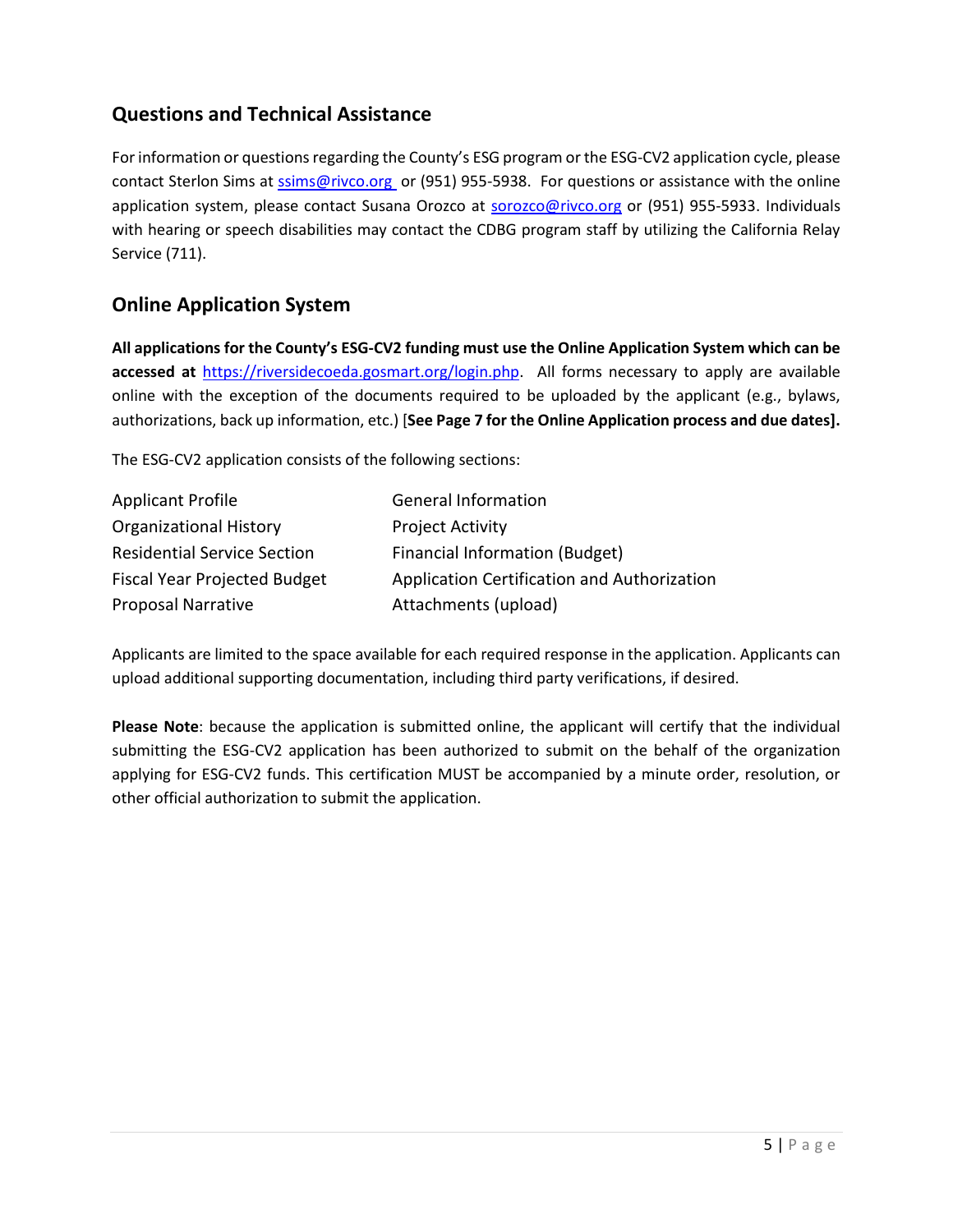## Questions and Technical Assistance

For information or questions regarding the County's ESG program or the ESG-CV2 application cycle, please contact Sterlon Sims at ssims@rivco.org or (951) 955-5938. For questions or assistance with the online application system, please contact Susana Orozco at sorozco@rivco.org or (951) 955-5933. Individuals with hearing or speech disabilities may contact the CDBG program staff by utilizing the California Relay Service (711).

## Online Application System

**All applications for the County's ESG-CV2 funding must use the Online Application System which can be accessed at** https://riversidecoeda.gosmart.org/login.php. All forms necessary to apply are available online with the exception of the documents required to be uploaded by the applicant (e.g., bylaws, authorizations, back up information, etc.) [**See Page 7 for the Online Application process and due dates].**

The ESG-CV2 application consists of the following sections:

- Applicant Profile
- Organizational History
- Residential Service Section
- Fiscal Year Projected Budget
- Proposal Narrative
- General Information
- Project Activity
- Financial Information (Budget)
- Application Certification and Authorization
- Attachments (upload)

Applicants are limited to the space available for each required response in the application. Applicants can upload additional supporting documentation, including third party verifications, if desired.

**Please Note**: because the application is submitted online, the applicant will certify that the individual submitting the ESG-CV2 application has been authorized to submit on the behalf of the organization applying for ESG-CV2 funds. This certification MUST be accompanied by a minute order, resolution, or other official authorization to submit the application.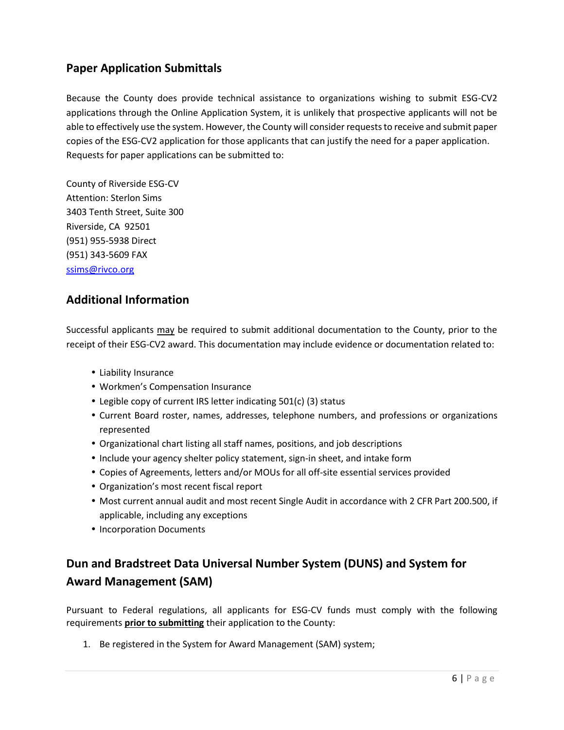## Paper Application Submittals

Because the County does provide technical assistance to organizations wishing to submit ESG-CV2 applications through the Online Application System, it is unlikely that prospective applicants will not be able to effectively use the system. However, the County will consider requests to receive and submit paper copies of the ESG-CV2 application for those applicants that can justify the need for a paper application. Requests for paper applications can be submitted to:

County of Riverside ESG-CV  
Attention: Sterlon Sims  
3403 Tenth Street, Suite 300  
Riverside, CA 92501  
(951) 955-5938 Direct  
(951) 343-5609 FAX  
ssims@rivco.org

## Additional Information

Successful applicants <u>may</u> be required to submit additional documentation to the County, prior to the receipt of their ESG-CV2 award. This documentation may include evidence or documentation related to:

- Liability Insurance
- Workmen's Compensation Insurance
- Legible copy of current IRS letter indicating 501(c) (3) status
- Current Board roster, names, addresses, telephone numbers, and professions or organizations represented
- Organizational chart listing all staff names, positions, and job descriptions
- Include your agency shelter policy statement, sign-in sheet, and intake form
- Copies of Agreements, letters and/or MOUs for all off-site essential services provided
- Organization's most recent fiscal report
- Most current annual audit and most recent Single Audit in accordance with 2 CFR Part 200.500, if applicable, including any exceptions
- Incorporation Documents

## Dun and Bradstreet Data Universal Number System (DUNS) and System for Award Management (SAM)

Pursuant to Federal regulations, all applicants for ESG-CV funds must comply with the following requirements **<u>prior to submitting</u>** their application to the County:

1. Be registered in the System for Award Management (SAM) system;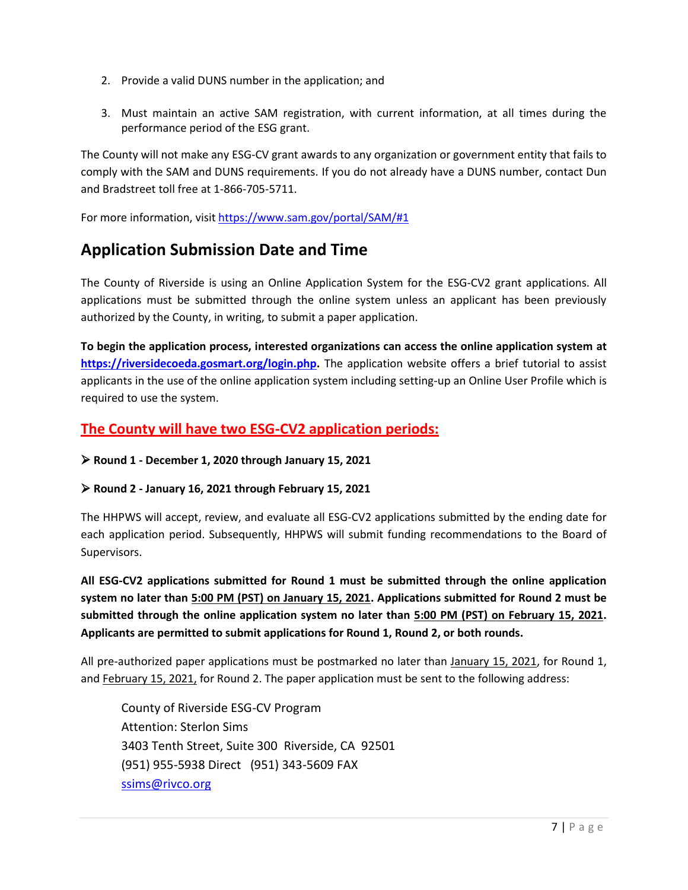2. Provide a valid DUNS number in the application; and

3. Must maintain an active SAM registration, with current information, at all times during the performance period of the ESG grant.

The County will not make any ESG-CV grant awards to any organization or government entity that fails to comply with the SAM and DUNS requirements. If you do not already have a DUNS number, contact Dun and Bradstreet toll free at 1-866-705-5711.

For more information, visit https://www.sam.gov/portal/SAM/#1

## Application Submission Date and Time

The County of Riverside is using an Online Application System for the ESG-CV2 grant applications. All applications must be submitted through the online system unless an applicant has been previously authorized by the County, in writing, to submit a paper application.

**To begin the application process, interested organizations can access the online application system at https://riversidecoeda.gosmart.org/login.php.** The application website offers a brief tutorial to assist applicants in the use of the online application system including setting-up an Online User Profile which is required to use the system.

### The County will have two ESG-CV2 application periods:

- **Round 1 - December 1, 2020 through January 15, 2021**
- **Round 2 - January 16, 2021 through February 15, 2021**

The HHPWS will accept, review, and evaluate all ESG-CV2 applications submitted by the ending date for each application period. Subsequently, HHPWS will submit funding recommendations to the Board of Supervisors.

**All ESG-CV2 applications submitted for Round 1 must be submitted through the online application system no later than 5:00 PM (PST) on January 15, 2021. Applications submitted for Round 2 must be submitted through the online application system no later than 5:00 PM (PST) on February 15, 2021. Applicants are permitted to submit applications for Round 1, Round 2, or both rounds.**

All pre-authorized paper applications must be postmarked no later than January 15, 2021, for Round 1, and February 15, 2021, for Round 2. The paper application must be sent to the following address:

County of Riverside ESG-CV Program
Attention: Sterlon Sims
3403 Tenth Street, Suite 300 Riverside, CA 92501
(951) 955-5938 Direct (951) 343-5609 FAX
ssims@rivco.org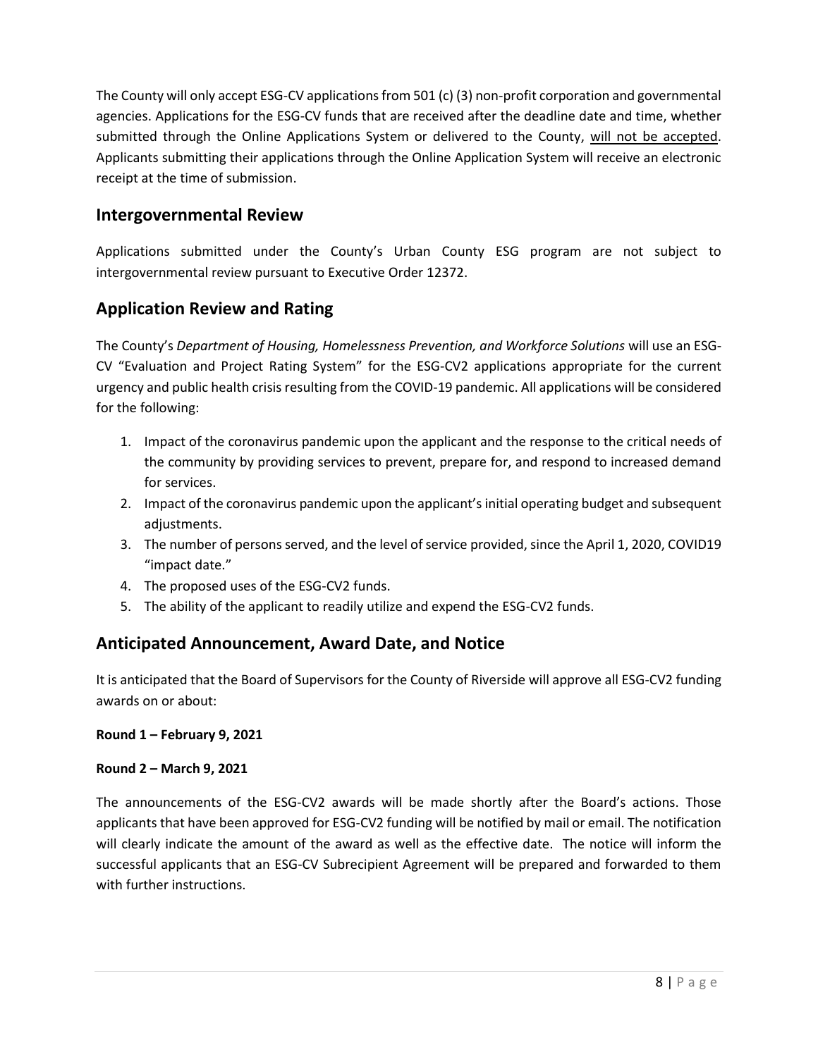The County will only accept ESG-CV applications from 501 (c) (3) non-profit corporation and governmental agencies. Applications for the ESG-CV funds that are received after the deadline date and time, whether submitted through the Online Applications System or delivered to the County, will not be accepted. Applicants submitting their applications through the Online Application System will receive an electronic receipt at the time of submission.

## Intergovernmental Review

Applications submitted under the County's Urban County ESG program are not subject to intergovernmental review pursuant to Executive Order 12372.

## Application Review and Rating

The County's *Department of Housing, Homelessness Prevention, and Workforce Solutions* will use an ESG-CV "Evaluation and Project Rating System" for the ESG-CV2 applications appropriate for the current urgency and public health crisis resulting from the COVID-19 pandemic. All applications will be considered for the following:

1. Impact of the coronavirus pandemic upon the applicant and the response to the critical needs of the community by providing services to prevent, prepare for, and respond to increased demand for services.
2. Impact of the coronavirus pandemic upon the applicant's initial operating budget and subsequent adjustments.
3. The number of persons served, and the level of service provided, since the April 1, 2020, COVID19 "impact date."
4. The proposed uses of the ESG-CV2 funds.
5. The ability of the applicant to readily utilize and expend the ESG-CV2 funds.

## Anticipated Announcement, Award Date, and Notice

It is anticipated that the Board of Supervisors for the County of Riverside will approve all ESG-CV2 funding awards on or about:

**Round 1 – February 9, 2021**

**Round 2 – March 9, 2021**

The announcements of the ESG-CV2 awards will be made shortly after the Board's actions. Those applicants that have been approved for ESG-CV2 funding will be notified by mail or email. The notification will clearly indicate the amount of the award as well as the effective date. The notice will inform the successful applicants that an ESG-CV Subrecipient Agreement will be prepared and forwarded to them with further instructions.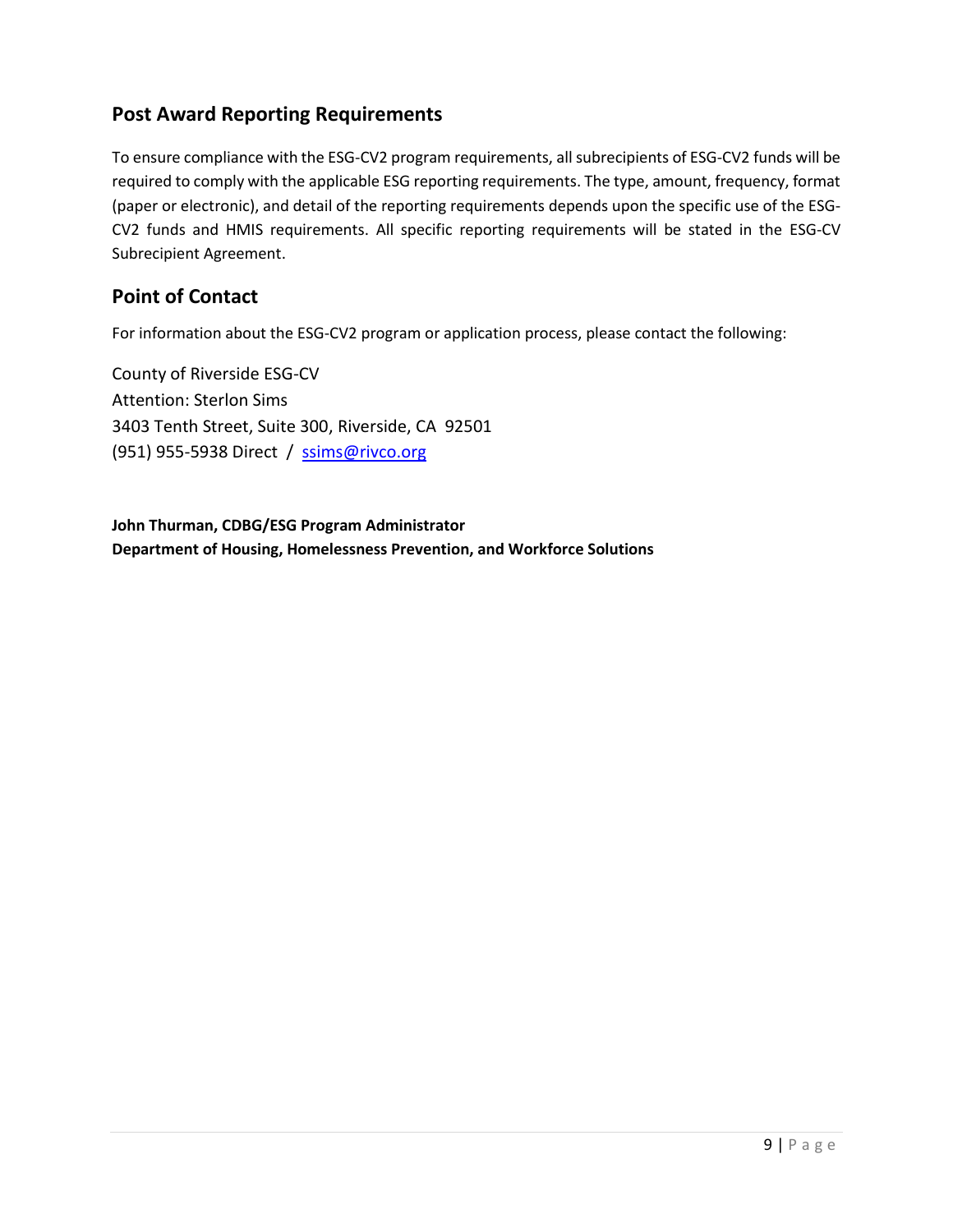## Post Award Reporting Requirements

To ensure compliance with the ESG-CV2 program requirements, all subrecipients of ESG-CV2 funds will be required to comply with the applicable ESG reporting requirements. The type, amount, frequency, format (paper or electronic), and detail of the reporting requirements depends upon the specific use of the ESG-CV2 funds and HMIS requirements. All specific reporting requirements will be stated in the ESG-CV Subrecipient Agreement.

## Point of Contact

For information about the ESG-CV2 program or application process, please contact the following:

County of Riverside ESG-CV
Attention: Sterlon Sims
3403 Tenth Street, Suite 300, Riverside, CA 92501
(951) 955-5938 Direct / ssims@rivco.org

**John Thurman, CDBG/ESG Program Administrator**
**Department of Housing, Homelessness Prevention, and Workforce Solutions**